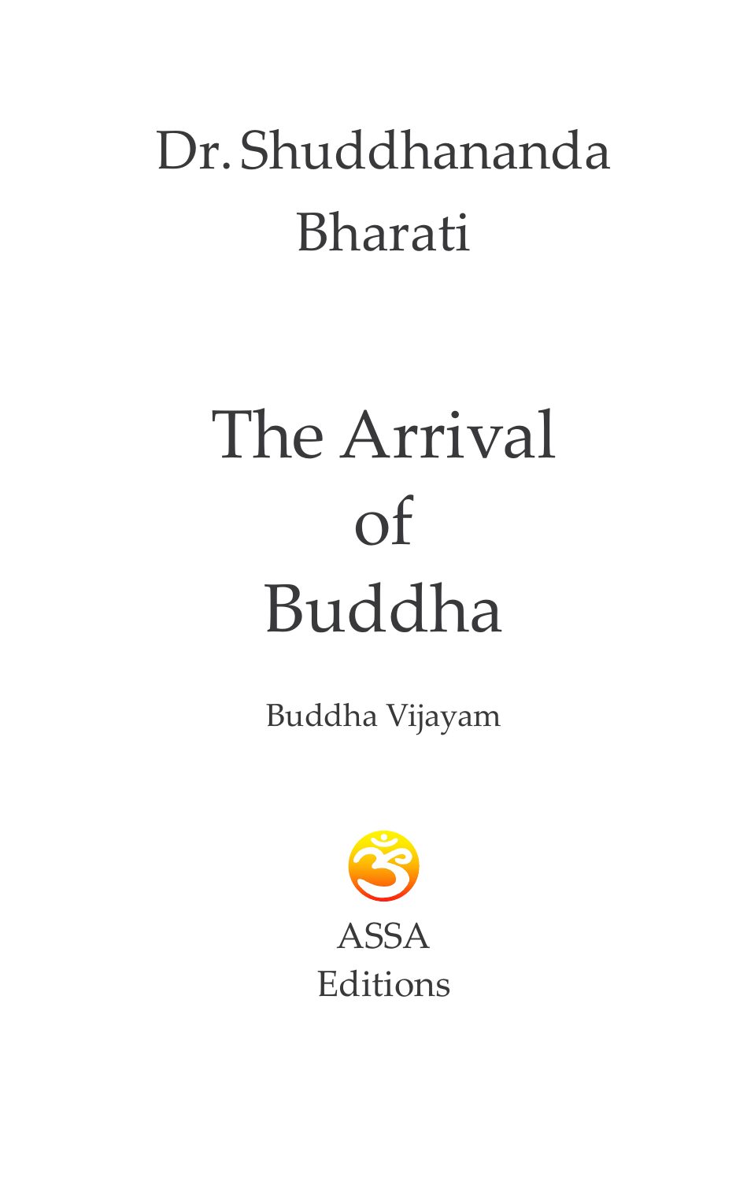Dr. Shuddhananda Bharati

# The Arrival of Buddha

Buddha Vijayam

ASSA Editions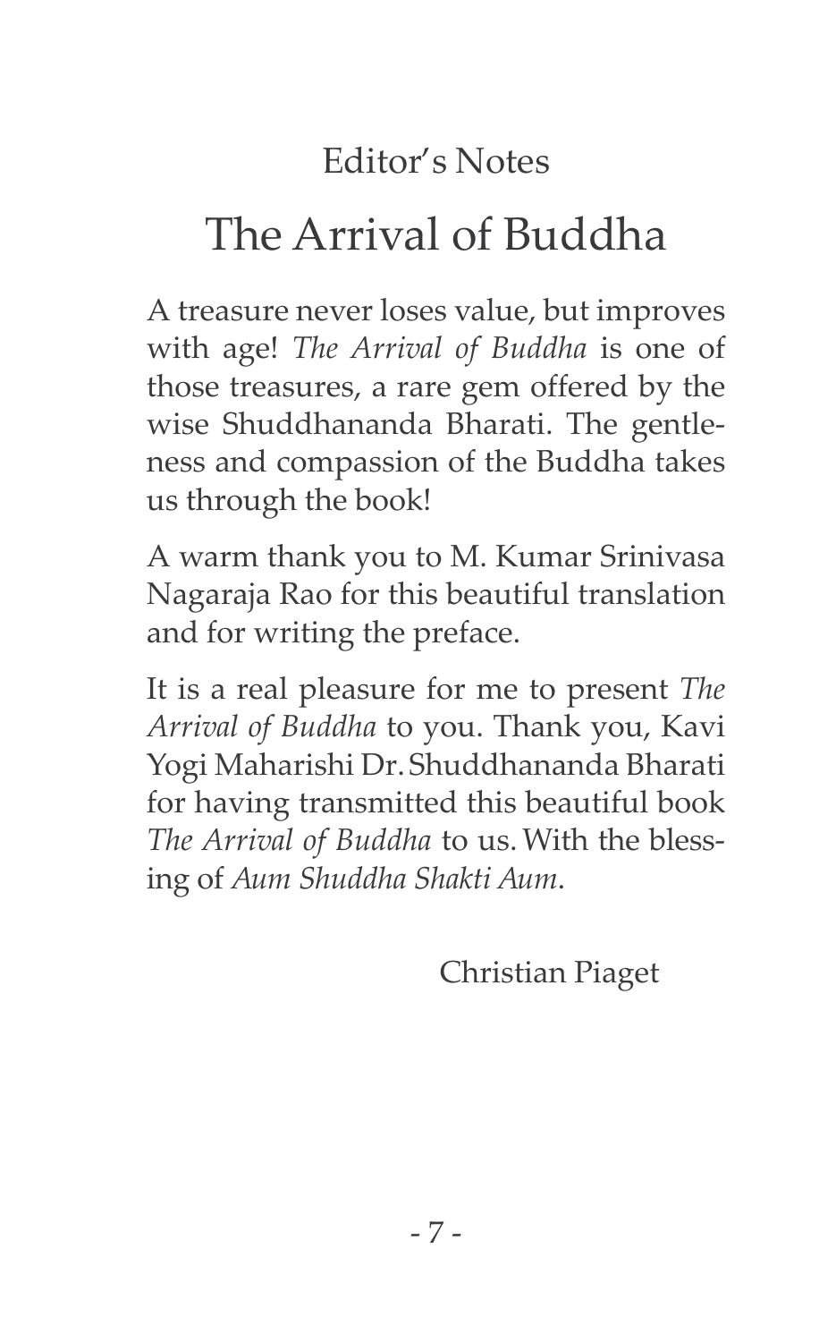Editor's Notes

# The Arrival of Buddha

A treasure never loses value, but improves with age! *The Arrival of Buddha* is one of those treasures, a rare gem offered by the wise Shuddhananda Bharati. The gentleness and compassion of the Buddha takes us through the book!

A warm thank you to M. Kumar Srinivasa Nagaraja Rao for this beautiful translation and for writing the preface.

It is a real pleasure for me to present *The Arrival of Buddha* to you. Thank you, Kavi Yogi Maharishi Dr. Shuddhananda Bharati for having transmitted this beautiful book *The Arrival of Buddha* to us. With the blessing of *Aum Shuddha Shakti Aum*.

Christian Piaget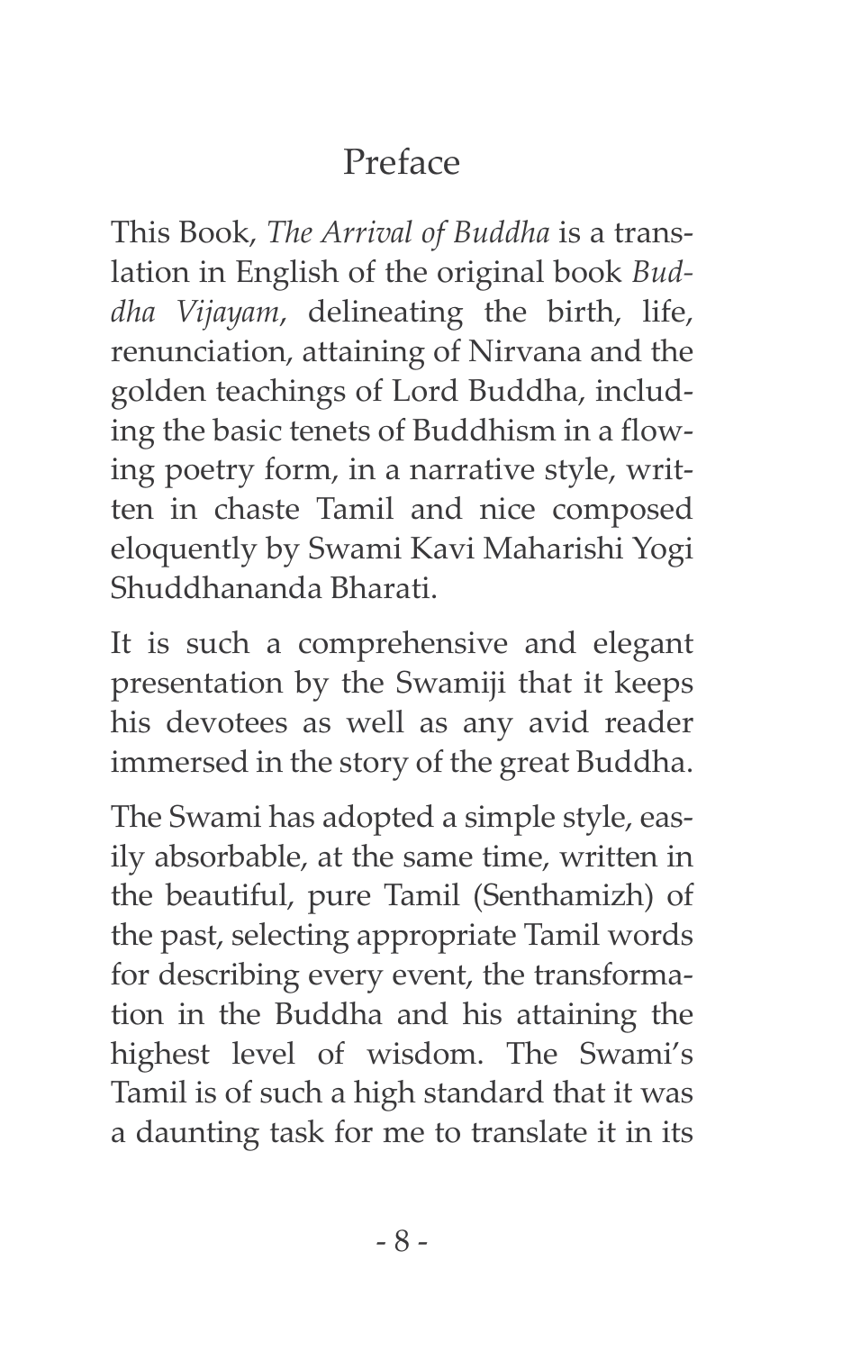# Preface

This Book, *The Arrival of Buddha* is a translation in English of the original book *Buddha Vijayam*, delineating the birth, life, renunciation, attaining of Nirvana and the golden teachings of Lord Buddha, including the basic tenets of Buddhism in a flowing poetry form, in a narrative style, written in chaste Tamil and nice composed eloquently by Swami Kavi Maharishi Yogi Shuddhananda Bharati.

It is such a comprehensive and elegant presentation by the Swamiji that it keeps his devotees as well as any avid reader immersed in the story of the great Buddha.

The Swami has adopted a simple style, easily absorbable, at the same time, written in the beautiful, pure Tamil (Senthamizh) of the past, selecting appropriate Tamil words for describing every event, the transformation in the Buddha and his attaining the highest level of wisdom. The Swami's Tamil is of such a high standard that it was a daunting task for me to translate it in its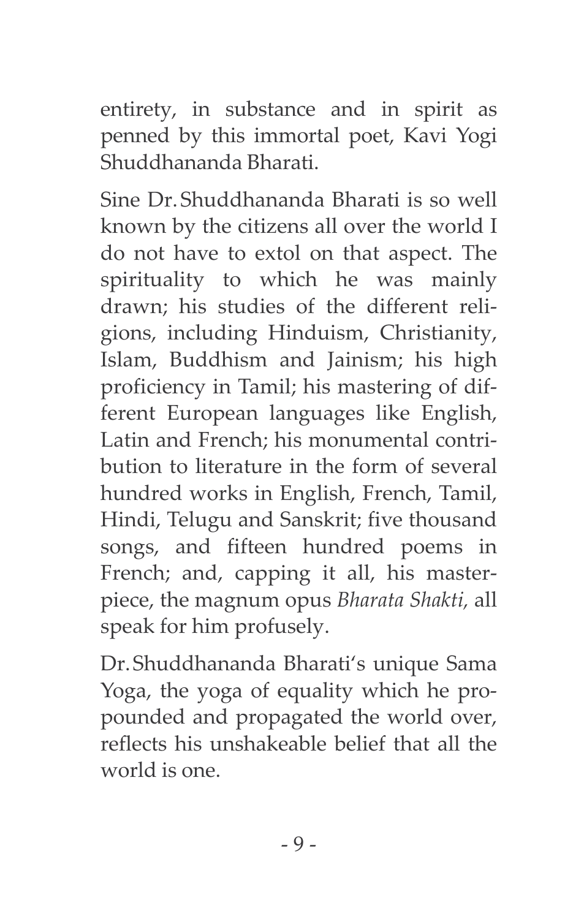entirety, in substance and in spirit as penned by this immortal poet, Kavi Yogi Shuddhananda Bharati.

Sine Dr. Shuddhananda Bharati is so well known by the citizens all over the world I do not have to extol on that aspect. The spirituality to which he was mainly drawn; his studies of the different religions, including Hinduism, Christianity, Islam, Buddhism and Jainism; his high proficiency in Tamil; his mastering of different European languages like English, Latin and French; his monumental contribution to literature in the form of several hundred works in English, French, Tamil, Hindi, Telugu and Sanskrit; five thousand songs, and fifteen hundred poems in French; and, capping it all, his masterpiece, the magnum opus *Bharata Shakti*, all speak for him profusely.

Dr. Shuddhananda Bharati's unique Sama Yoga, the yoga of equality which he propounded and propagated the world over, reflects his unshakeable belief that all the world is one.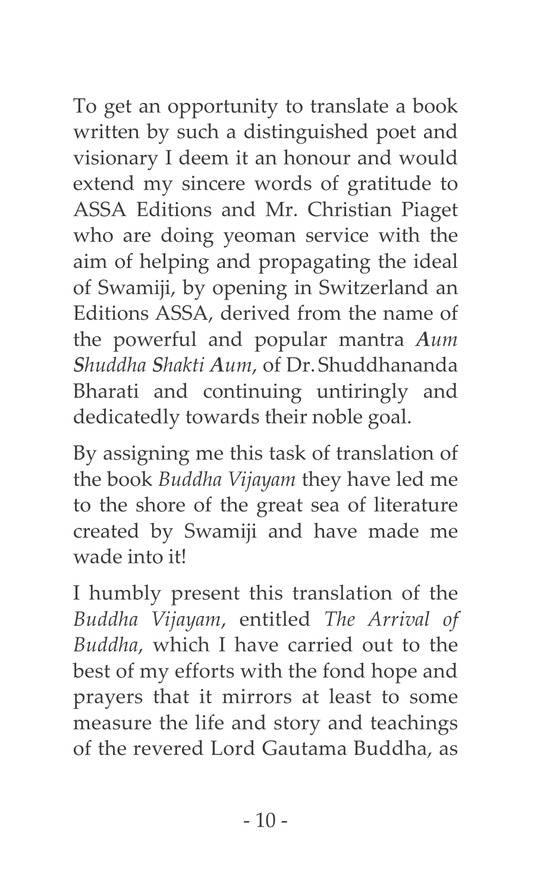To get an opportunity to translate a book written by such a distinguished poet and visionary I deem it an honour and would extend my sincere words of gratitude to ASSA Editions and Mr. Christian Piaget who are doing yeoman service with the aim of helping and propagating the ideal of Swamiji, by opening in Switzerland an Editions ASSA, derived from the name of the powerful and popular mantra ***A**um **S**huddha **S**hakti **A**um*, of Dr. Shuddhananda Bharati and continuing untiringly and dedicatedly towards their noble goal.

By assigning me this task of translation of the book *Buddha Vijayam* they have led me to the shore of the great sea of literature created by Swamiji and have made me wade into it!

I humbly present this translation of the *Buddha Vijayam*, entitled *The Arrival of Buddha*, which I have carried out to the best of my efforts with the fond hope and prayers that it mirrors at least to some measure the life and story and teachings of the revered Lord Gautama Buddha, as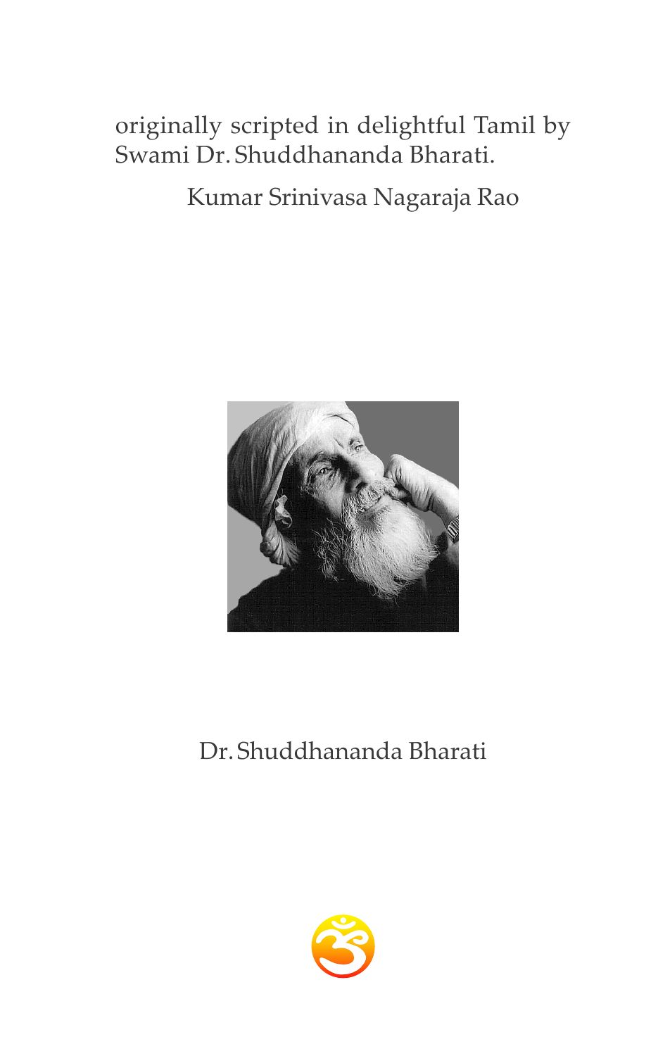originally scripted in delightful Tamil by
Swami Dr. Shuddhananda Bharati.

Kumar Srinivasa Nagaraja Rao

Dr. Shuddhananda Bharati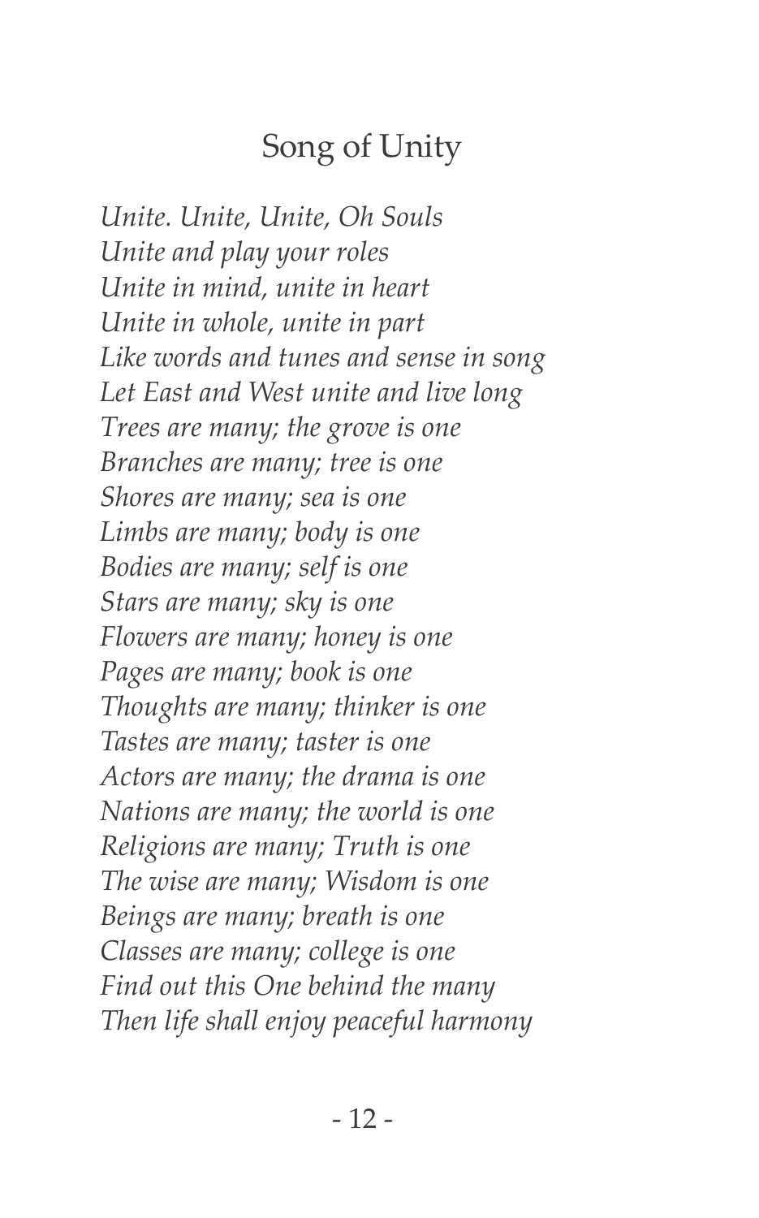## Song of Unity

*Unite. Unite, Unite, Oh Souls*
*Unite and play your roles*
*Unite in mind, unite in heart*
*Unite in whole, unite in part*
*Like words and tunes and sense in song*
*Let East and West unite and live long*
*Trees are many; the grove is one*
*Branches are many; tree is one*
*Shores are many; sea is one*
*Limbs are many; body is one*
*Bodies are many; self is one*
*Stars are many; sky is one*
*Flowers are many; honey is one*
*Pages are many; book is one*
*Thoughts are many; thinker is one*
*Tastes are many; taster is one*
*Actors are many; the drama is one*
*Nations are many; the world is one*
*Religions are many; Truth is one*
*The wise are many; Wisdom is one*
*Beings are many; breath is one*
*Classes are many; college is one*
*Find out this One behind the many*
*Then life shall enjoy peaceful harmony*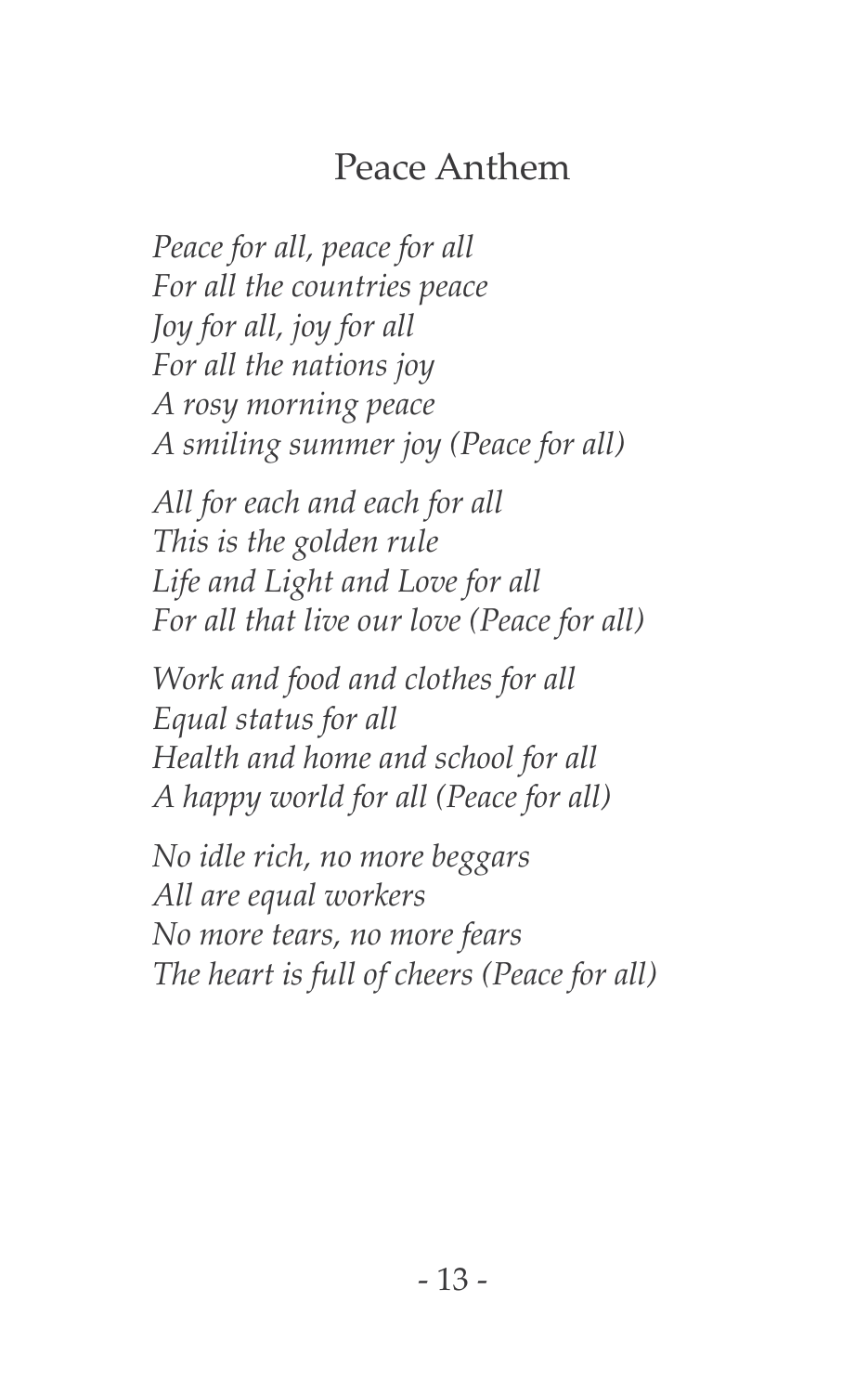## Peace Anthem

*Peace for all, peace for all*
*For all the countries peace*
*Joy for all, joy for all*
*For all the nations joy*
*A rosy morning peace*
*A smiling summer joy (Peace for all)*

*All for each and each for all*
*This is the golden rule*
*Life and Light and Love for all*
*For all that live our love (Peace for all)*

*Work and food and clothes for all*
*Equal status for all*
*Health and home and school for all*
*A happy world for all (Peace for all)*

*No idle rich, no more beggars*
*All are equal workers*
*No more tears, no more fears*
*The heart is full of cheers (Peace for all)*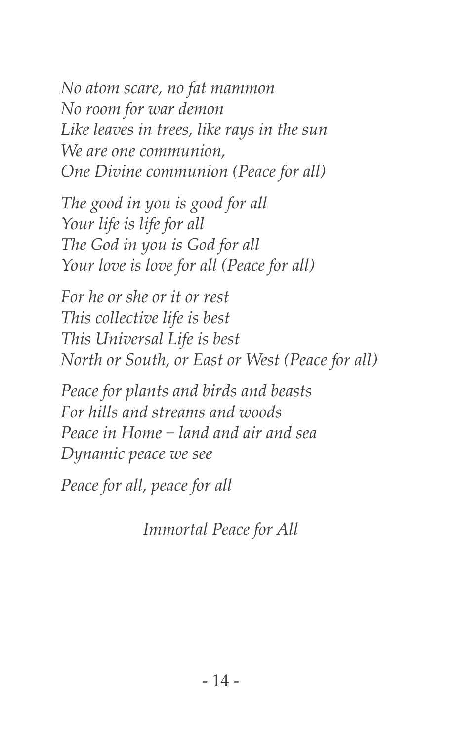*No atom scare, no fat mammon*
*No room for war demon*
*Like leaves in trees, like rays in the sun*
*We are one communion,*
*One Divine communion (Peace for all)*

*The good in you is good for all*
*Your life is life for all*
*The God in you is God for all*
*Your love is love for all (Peace for all)*

*For he or she or it or rest*
*This collective life is best*
*This Universal Life is best*
*North or South, or East or West (Peace for all)*

*Peace for plants and birds and beasts*
*For hills and streams and woods*
*Peace in Home – land and air and sea*
*Dynamic peace we see*

*Peace for all, peace for all*

*Immortal Peace for All*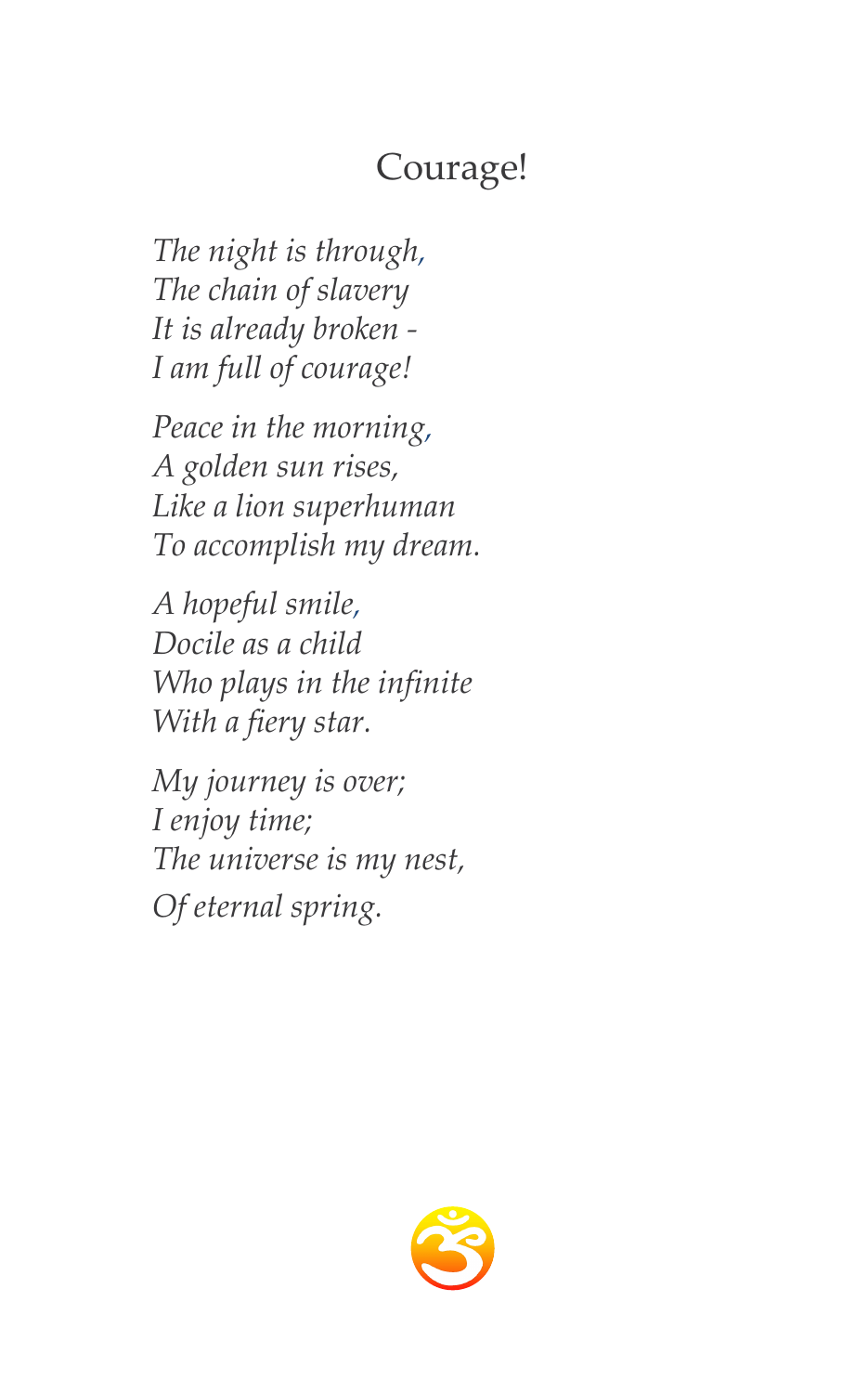# Courage!

*The night is through,*
*The chain of slavery*
*It is already broken -*
*I am full of courage!*

*Peace in the morning,*
*A golden sun rises,*
*Like a lion superhuman*
*To accomplish my dream.*

*A hopeful smile,*
*Docile as a child*
*Who plays in the infinite*
*With a fiery star.*

*My journey is over;*
*I enjoy time;*
*The universe is my nest,*
*Of eternal spring.*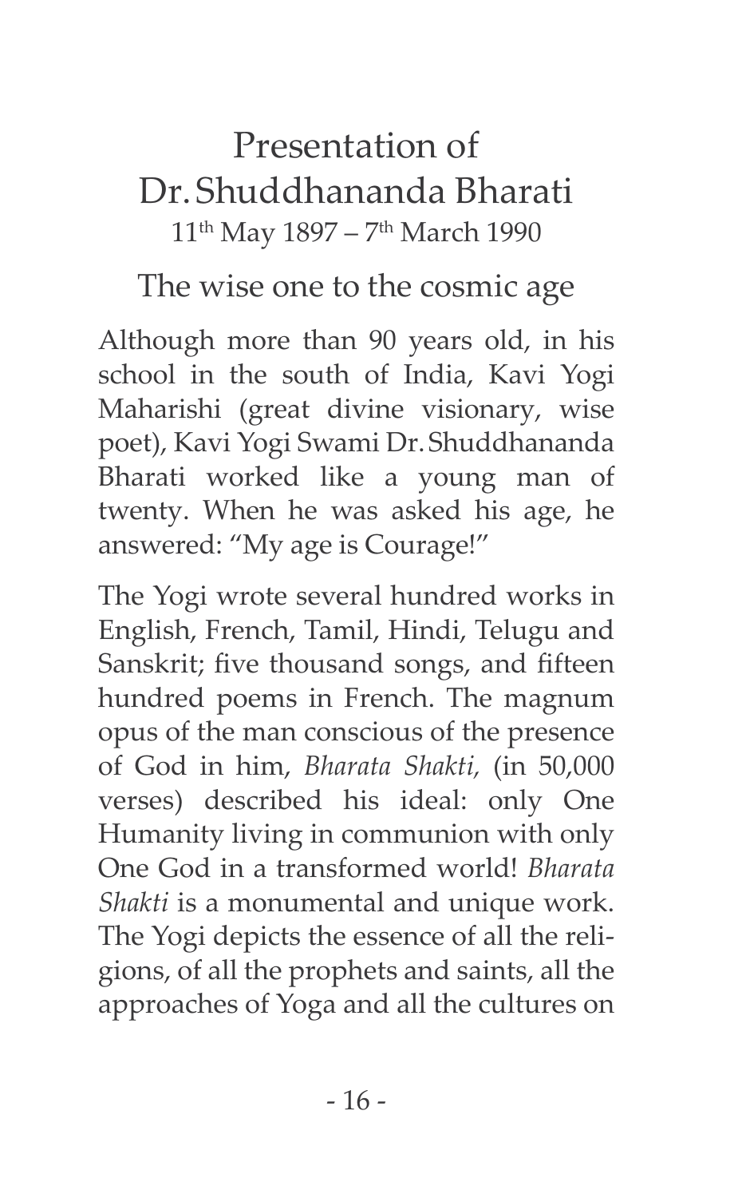# Presentation of Dr. Shuddhananda Bharati

11th May 1897 – 7th March 1990

## The wise one to the cosmic age

Although more than 90 years old, in his school in the south of India, Kavi Yogi Maharishi (great divine visionary, wise poet), Kavi Yogi Swami Dr. Shuddhananda Bharati worked like a young man of twenty. When he was asked his age, he answered: "My age is Courage!"

The Yogi wrote several hundred works in English, French, Tamil, Hindi, Telugu and Sanskrit; five thousand songs, and fifteen hundred poems in French. The magnum opus of the man conscious of the presence of God in him, *Bharata Shakti*, (in 50,000 verses) described his ideal: only One Humanity living in communion with only One God in a transformed world! *Bharata Shakti* is a monumental and unique work. The Yogi depicts the essence of all the religions, of all the prophets and saints, all the approaches of Yoga and all the cultures on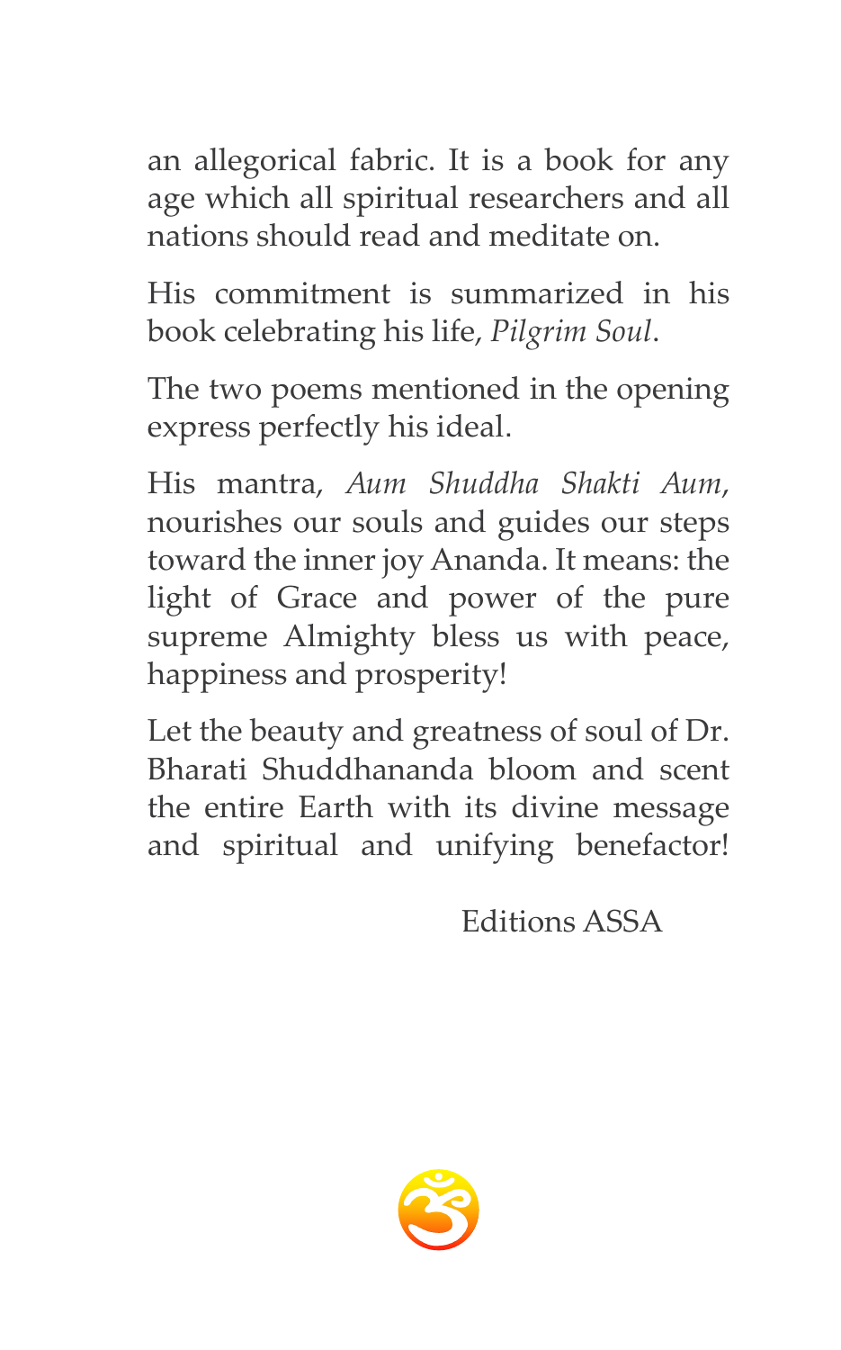an allegorical fabric. It is a book for any age which all spiritual researchers and all nations should read and meditate on.

His commitment is summarized in his book celebrating his life, *Pilgrim Soul*.

The two poems mentioned in the opening express perfectly his ideal.

His mantra, *Aum Shuddha Shakti Aum*, nourishes our souls and guides our steps toward the inner joy Ananda. It means: the light of Grace and power of the pure supreme Almighty bless us with peace, happiness and prosperity!

Let the beauty and greatness of soul of Dr. Bharati Shuddhananda bloom and scent the entire Earth with its divine message and spiritual and unifying benefactor!

Editions ASSA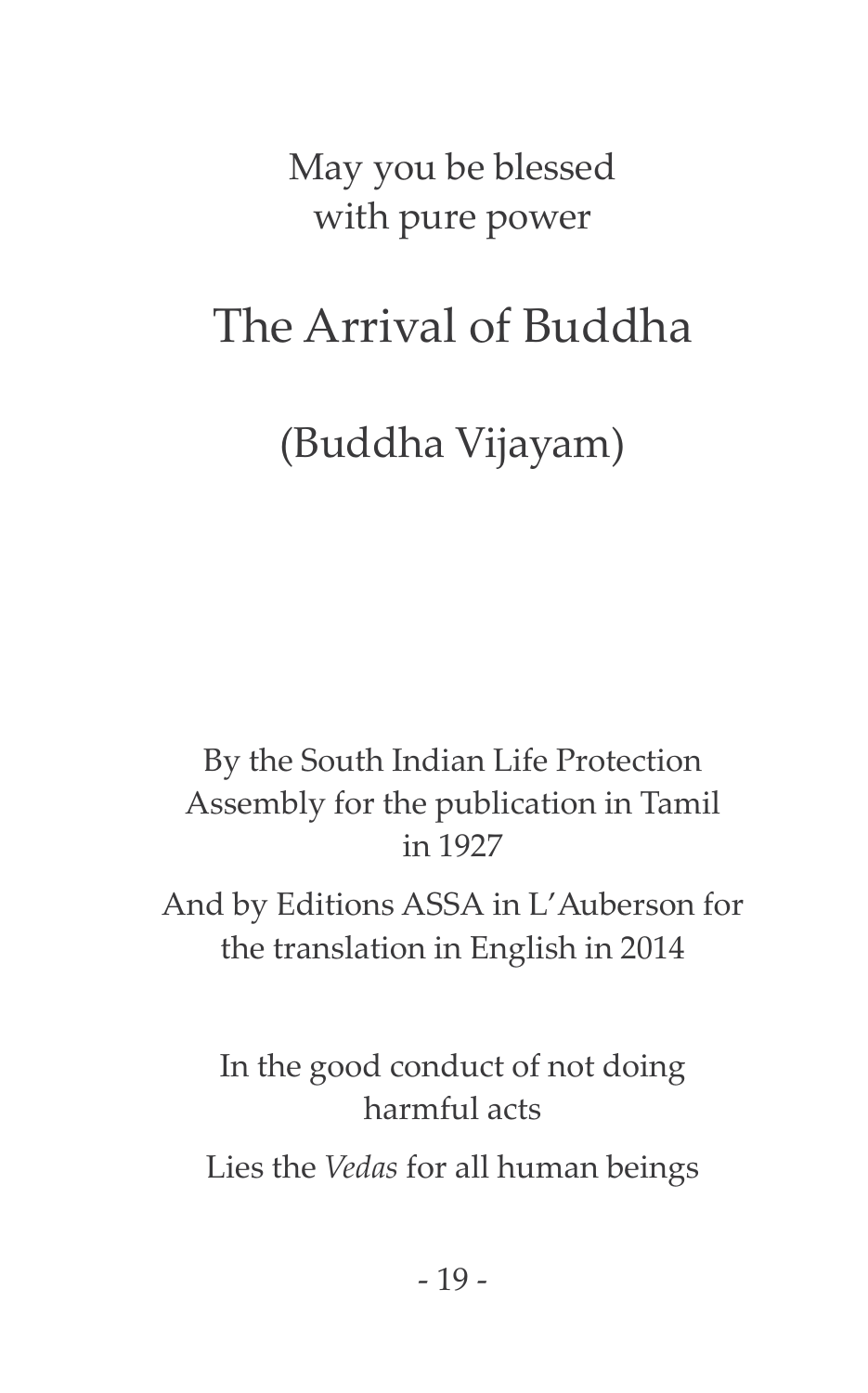May you be blessed
with pure power

# The Arrival of Buddha

## (Buddha Vijayam)

By the South Indian Life Protection Assembly for the publication in Tamil in 1927

And by Editions ASSA in L'Auberson for the translation in English in 2014

In the good conduct of not doing harmful acts

Lies the *Vedas* for all human beings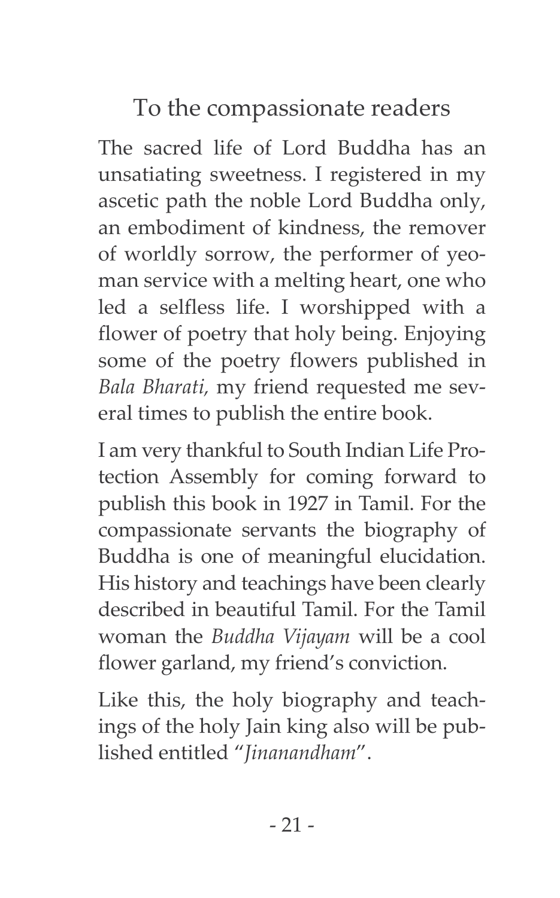## To the compassionate readers

The sacred life of Lord Buddha has an unsatiating sweetness. I registered in my ascetic path the noble Lord Buddha only, an embodiment of kindness, the remover of worldly sorrow, the performer of yeoman service with a melting heart, one who led a selfless life. I worshipped with a flower of poetry that holy being. Enjoying some of the poetry flowers published in *Bala Bharati,* my friend requested me several times to publish the entire book.

I am very thankful to South Indian Life Protection Assembly for coming forward to publish this book in 1927 in Tamil. For the compassionate servants the biography of Buddha is one of meaningful elucidation. His history and teachings have been clearly described in beautiful Tamil. For the Tamil woman the *Buddha Vijayam* will be a cool flower garland, my friend's conviction.

Like this, the holy biography and teachings of the holy Jain king also will be published entitled "*Jinanandham*".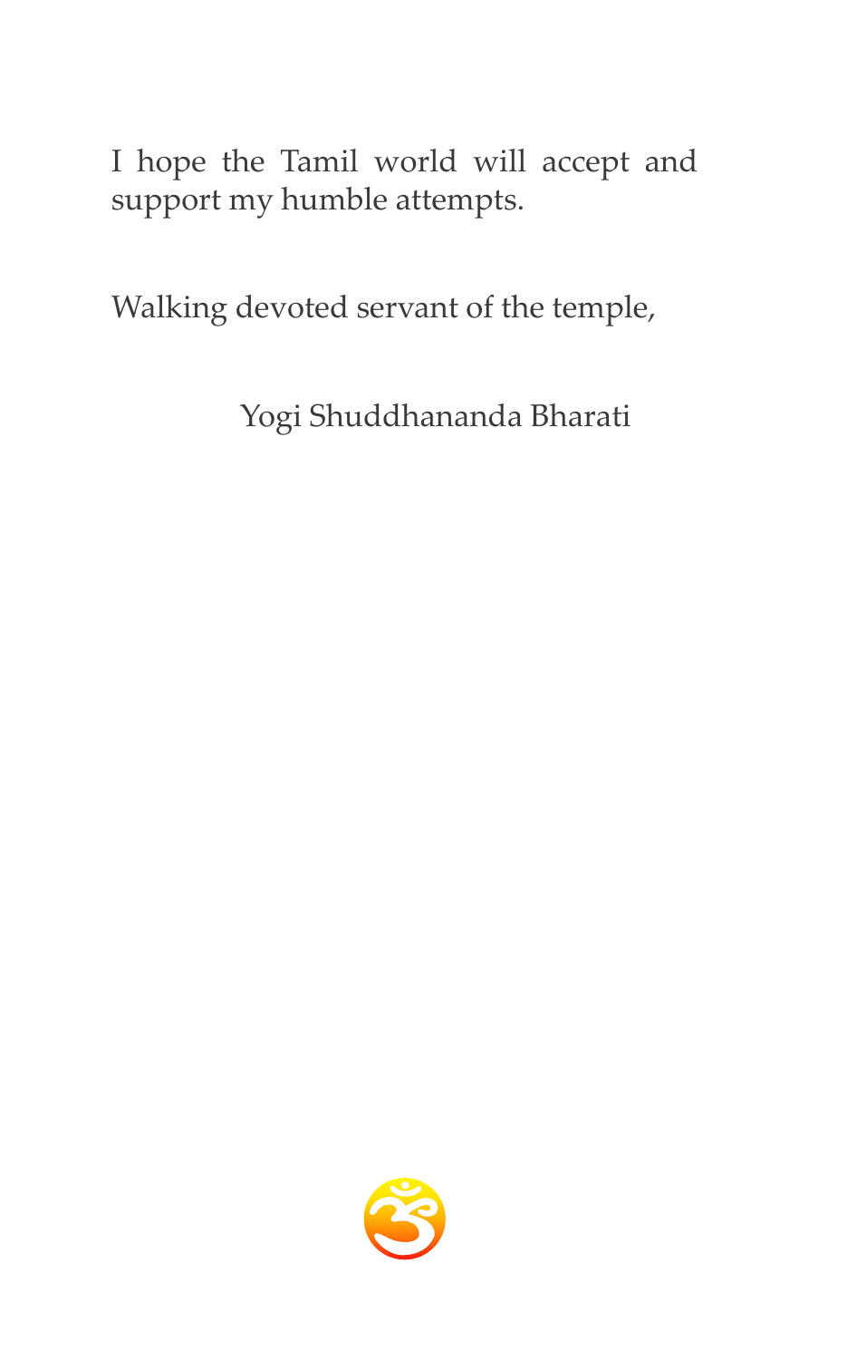I hope the Tamil world will accept and support my humble attempts.

Walking devoted servant of the temple,

Yogi Shuddhananda Bharati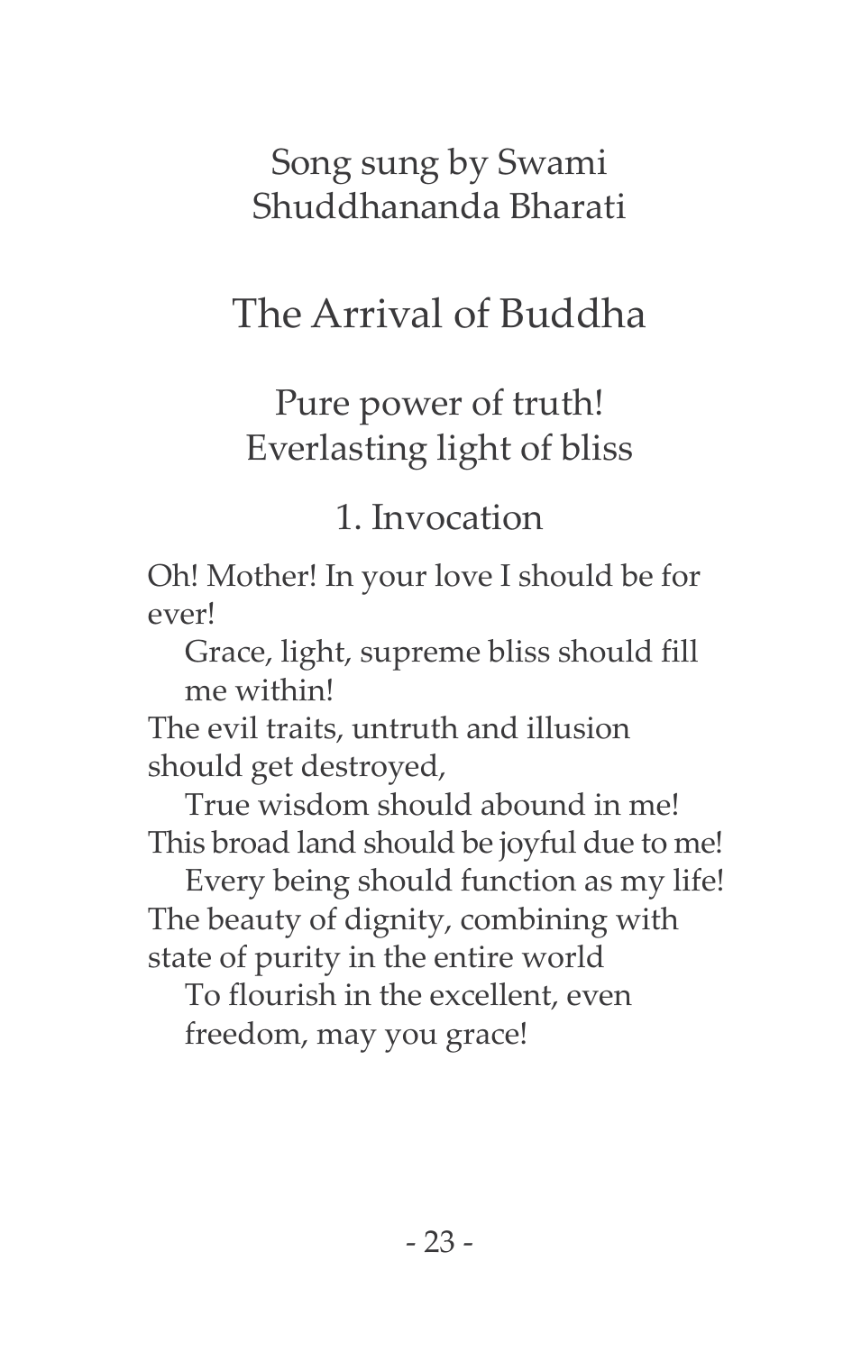Song sung by Swami Shuddhananda Bharati

# The Arrival of Buddha

Pure power of truth!
Everlasting light of bliss

## 1. Invocation

Oh! Mother! In your love I should be for ever!
&nbsp;&nbsp;&nbsp;&nbsp;Grace, light, supreme bliss should fill me within!
The evil traits, untruth and illusion should get destroyed,
&nbsp;&nbsp;&nbsp;&nbsp;True wisdom should abound in me!
This broad land should be joyful due to me!
&nbsp;&nbsp;&nbsp;&nbsp;Every being should function as my life!
The beauty of dignity, combining with state of purity in the entire world
&nbsp;&nbsp;&nbsp;&nbsp;To flourish in the excellent, even freedom, may you grace!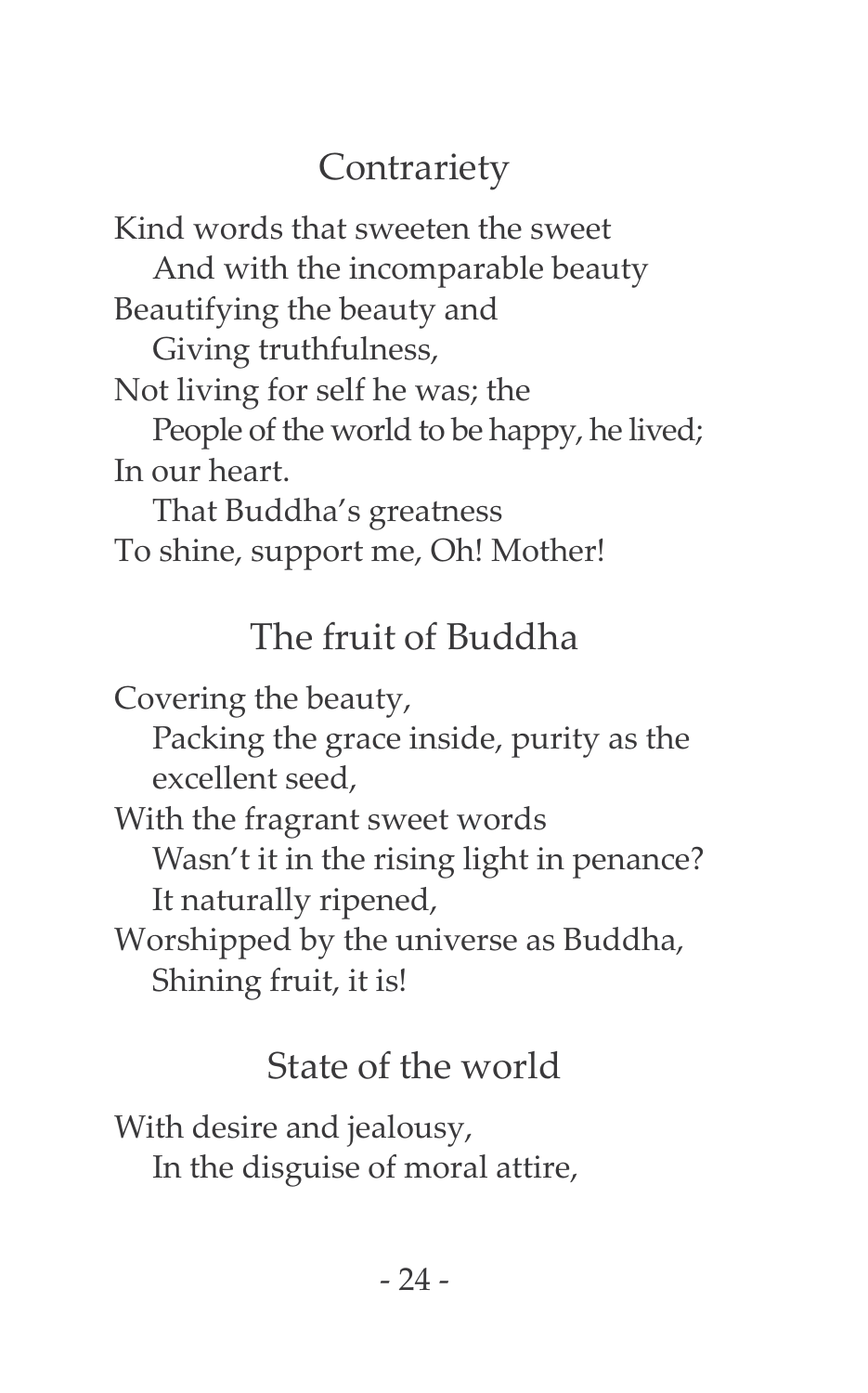## Contrariety

Kind words that sweeten the sweet  
And with the incomparable beauty  
Beautifying the beauty and  
Giving truthfulness,  
Not living for self he was; the  
People of the world to be happy, he lived;  
In our heart.  
That Buddha's greatness  
To shine, support me, Oh! Mother!

## The fruit of Buddha

Covering the beauty,  
Packing the grace inside, purity as the excellent seed,  
With the fragrant sweet words  
Wasn't it in the rising light in penance?  
It naturally ripened,  
Worshipped by the universe as Buddha,  
Shining fruit, it is!

## State of the world

With desire and jealousy,  
In the disguise of moral attire,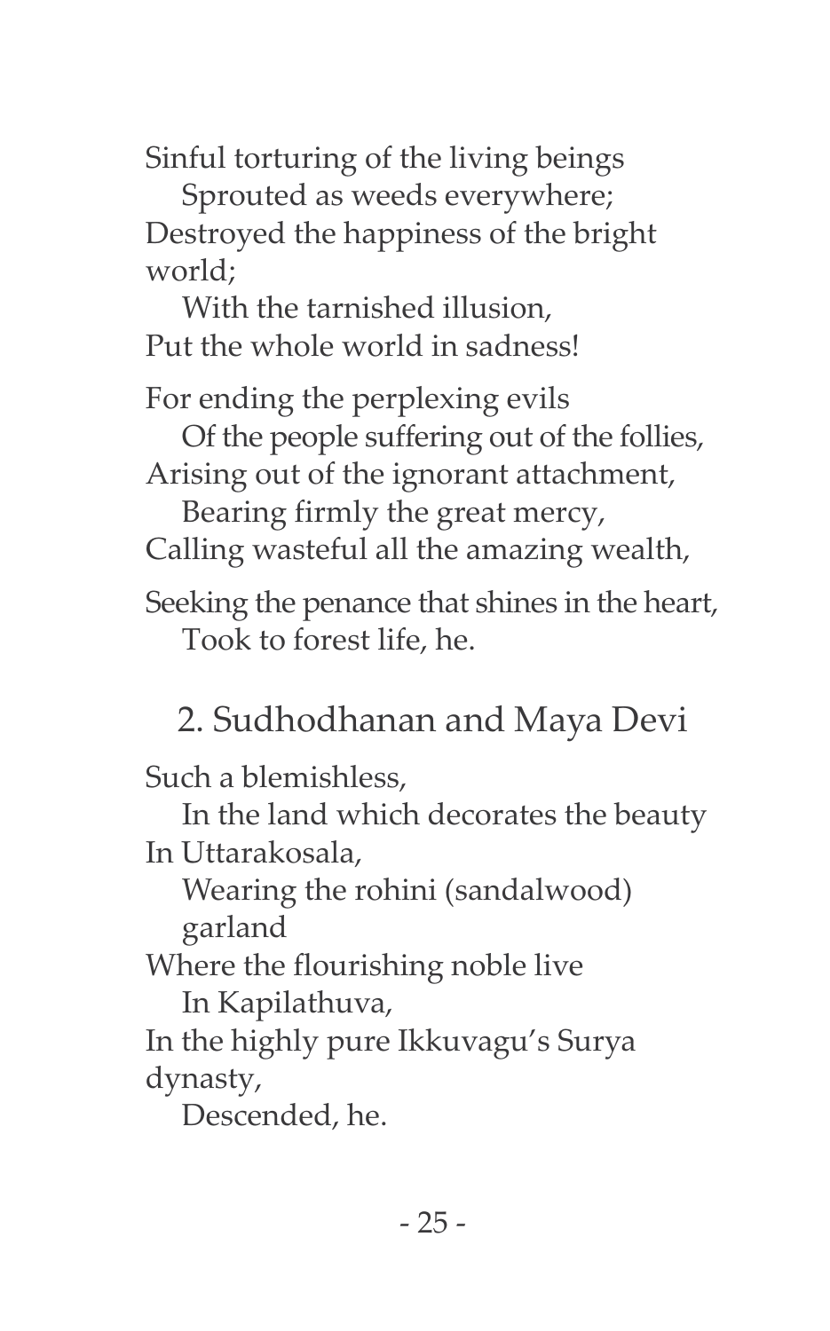Sinful torturing of the living beings
    Sprouted as weeds everywhere;
Destroyed the happiness of the bright world;
    With the tarnished illusion,
Put the whole world in sadness!

For ending the perplexing evils
    Of the people suffering out of the follies,
Arising out of the ignorant attachment,
    Bearing firmly the great mercy,
Calling wasteful all the amazing wealth,

Seeking the penance that shines in the heart,
    Took to forest life, he.

## 2. Sudhodhanan and Maya Devi

Such a blemishless,
    In the land which decorates the beauty
In Uttarakosala,
    Wearing the rohini (sandalwood) garland
Where the flourishing noble live
    In Kapilathuva,
In the highly pure Ikkuvagu's Surya dynasty,
    Descended, he.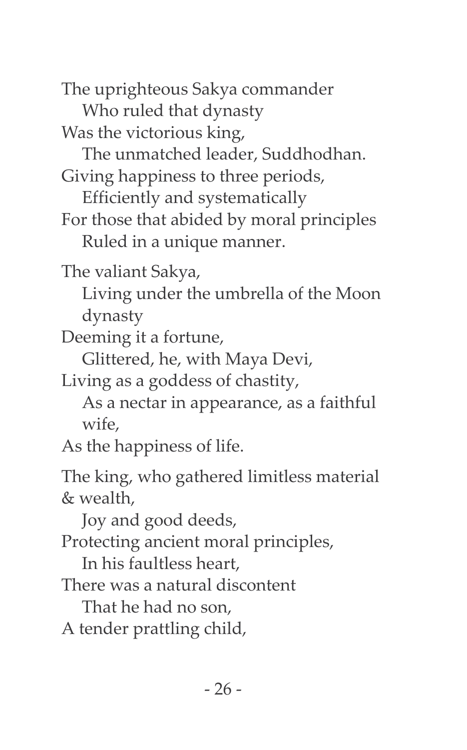The uprighteous Sakya commander
   Who ruled that dynasty
Was the victorious king,
   The unmatched leader, Suddhodhan.
Giving happiness to three periods,
   Efficiently and systematically
For those that abided by moral principles
   Ruled in a unique manner.

The valiant Sakya,
   Living under the umbrella of the Moon dynasty
Deeming it a fortune,
   Glittered, he, with Maya Devi,
Living as a goddess of chastity,
   As a nectar in appearance, as a faithful wife,
As the happiness of life.

The king, who gathered limitless material & wealth,
   Joy and good deeds,
Protecting ancient moral principles,
   In his faultless heart,
There was a natural discontent
   That he had no son,
A tender prattling child,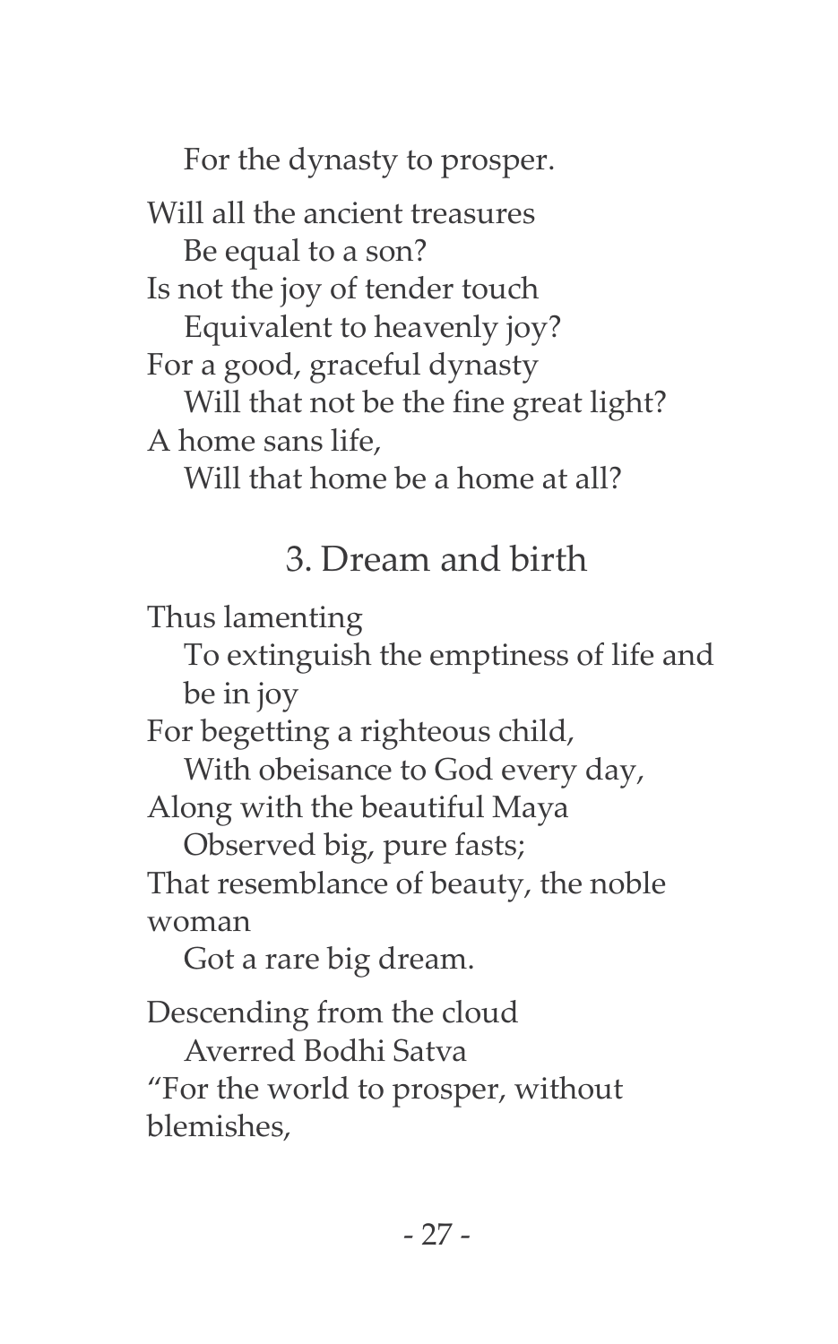For the dynasty to prosper.

Will all the ancient treasures  
Be equal to a son?  
Is not the joy of tender touch  
Equivalent to heavenly joy?  
For a good, graceful dynasty  
Will that not be the fine great light?  
A home sans life,  
Will that home be a home at all?

## 3. Dream and birth

Thus lamenting  
To extinguish the emptiness of life and be in joy  
For begetting a righteous child,  
With obeisance to God every day,  
Along with the beautiful Maya  
Observed big, pure fasts;  
That resemblance of beauty, the noble woman  
Got a rare big dream.

Descending from the cloud  
Averred Bodhi Satva  
"For the world to prosper, without blemishes,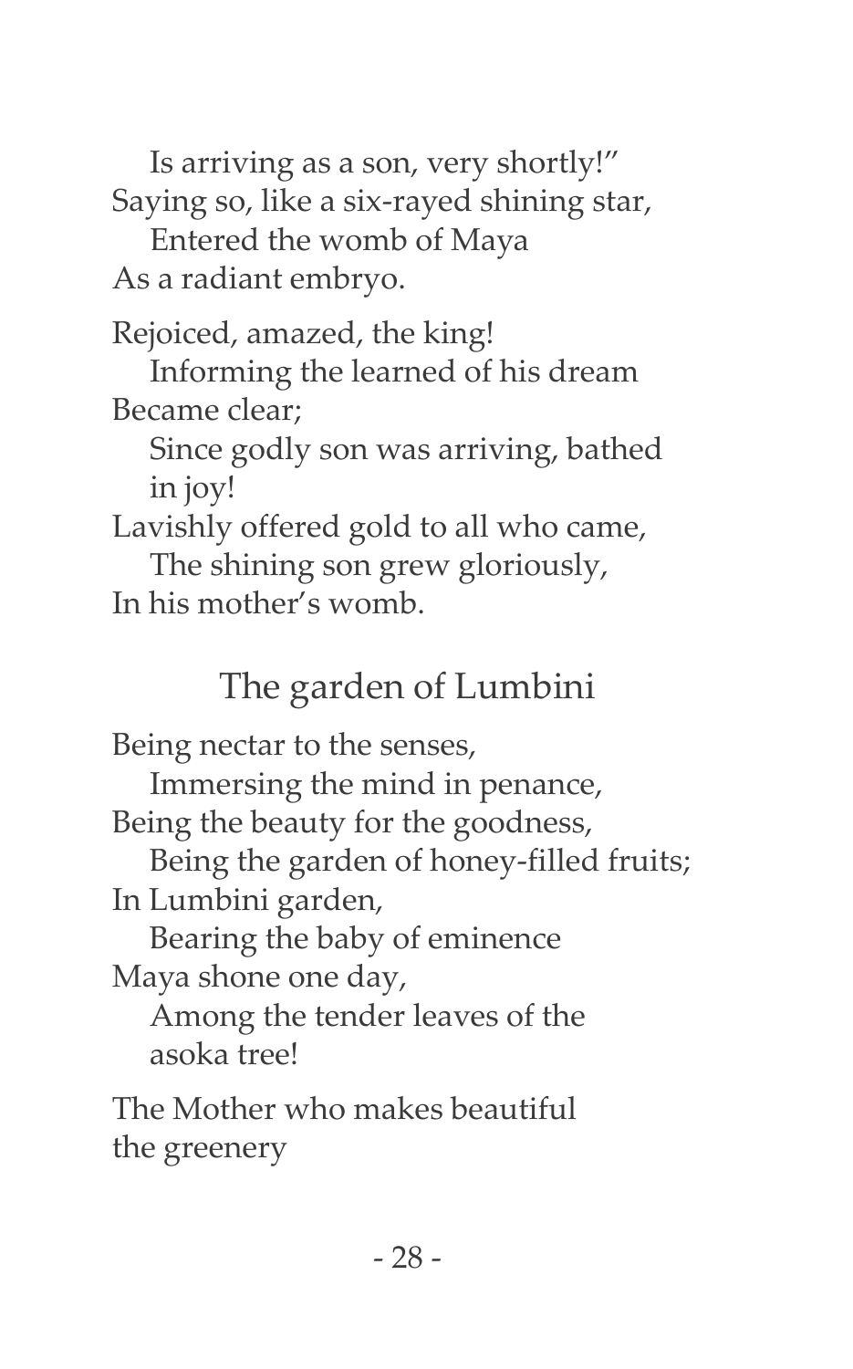Is arriving as a son, very shortly!"  
Saying so, like a six-rayed shining star,  
Entered the womb of Maya  
As a radiant embryo.

Rejoiced, amazed, the king!  
Informing the learned of his dream  
Became clear;  
Since godly son was arriving, bathed in joy!  
Lavishly offered gold to all who came,  
The shining son grew gloriously,  
In his mother's womb.

## The garden of Lumbini

Being nectar to the senses,  
Immersing the mind in penance,  
Being the beauty for the goodness,  
Being the garden of honey-filled fruits;  
In Lumbini garden,  
Bearing the baby of eminence  
Maya shone one day,  
Among the tender leaves of the asoka tree!

The Mother who makes beautiful the greenery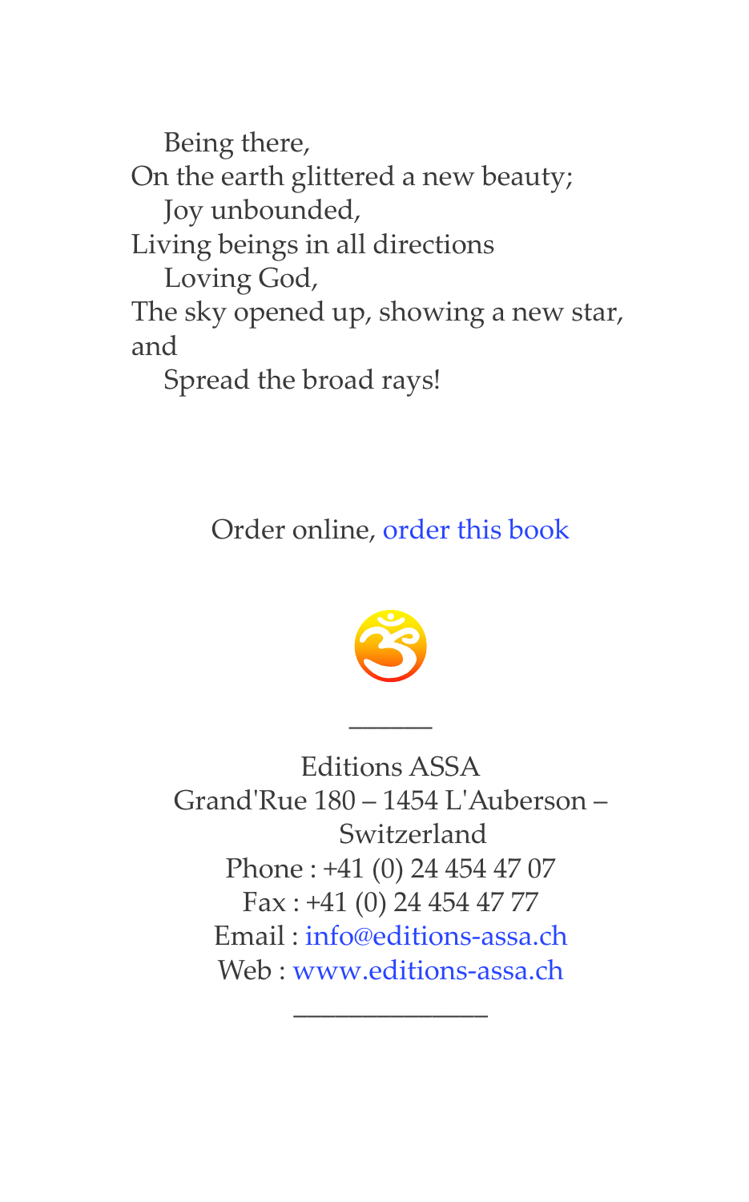Being there,
On the earth glittered a new beauty;
Joy unbounded,
Living beings in all directions
Loving God,
The sky opened up, showing a new star, and
Spread the broad rays!

Order online, order this book

---

Editions ASSA
Grand'Rue 180 – 1454 L'Auberson – Switzerland
Phone : +41 (0) 24 454 47 07
Fax : +41 (0) 24 454 47 77
Email : info@editions-assa.ch
Web : www.editions-assa.ch

---